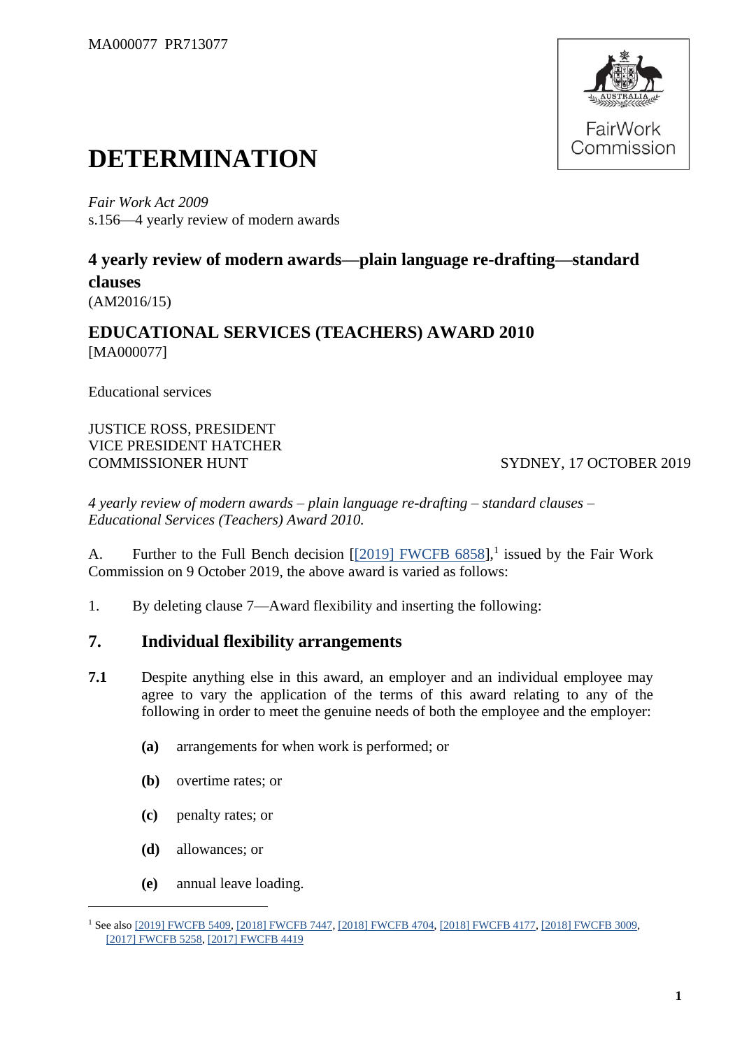MA000077 PR713077

# DETERMINATION

*Fair Work Act 2009*
s.156—4 yearly review of modern awards

## 4 yearly review of modern awards—plain language re-drafting—standard clauses
(AM2016/15)

## EDUCATIONAL SERVICES (TEACHERS) AWARD 2010
[MA000077]

Educational services

JUSTICE ROSS, PRESIDENT
VICE PRESIDENT HATCHER
COMMISSIONER HUNT

SYDNEY, 17 OCTOBER 2019

*4 yearly review of modern awards – plain language re-drafting – standard clauses – Educational Services (Teachers) Award 2010.*

A. Further to the Full Bench decision [[2019] FWCFB 6858],[1] issued by the Fair Work Commission on 9 October 2019, the above award is varied as follows:

1. By deleting clause 7—Award flexibility and inserting the following:

## 7. Individual flexibility arrangements

**7.1** Despite anything else in this award, an employer and an individual employee may agree to vary the application of the terms of this award relating to any of the following in order to meet the genuine needs of both the employee and the employer:

- **(a)** arrangements for when work is performed; or
- **(b)** overtime rates; or
- **(c)** penalty rates; or
- **(d)** allowances; or
- **(e)** annual leave loading.

[1] See also [2019] FWCFB 5409, [2018] FWCFB 7447, [2018] FWCFB 4704, [2018] FWCFB 4177, [2018] FWCFB 3009, [2017] FWCFB 5258, [2017] FWCFB 4419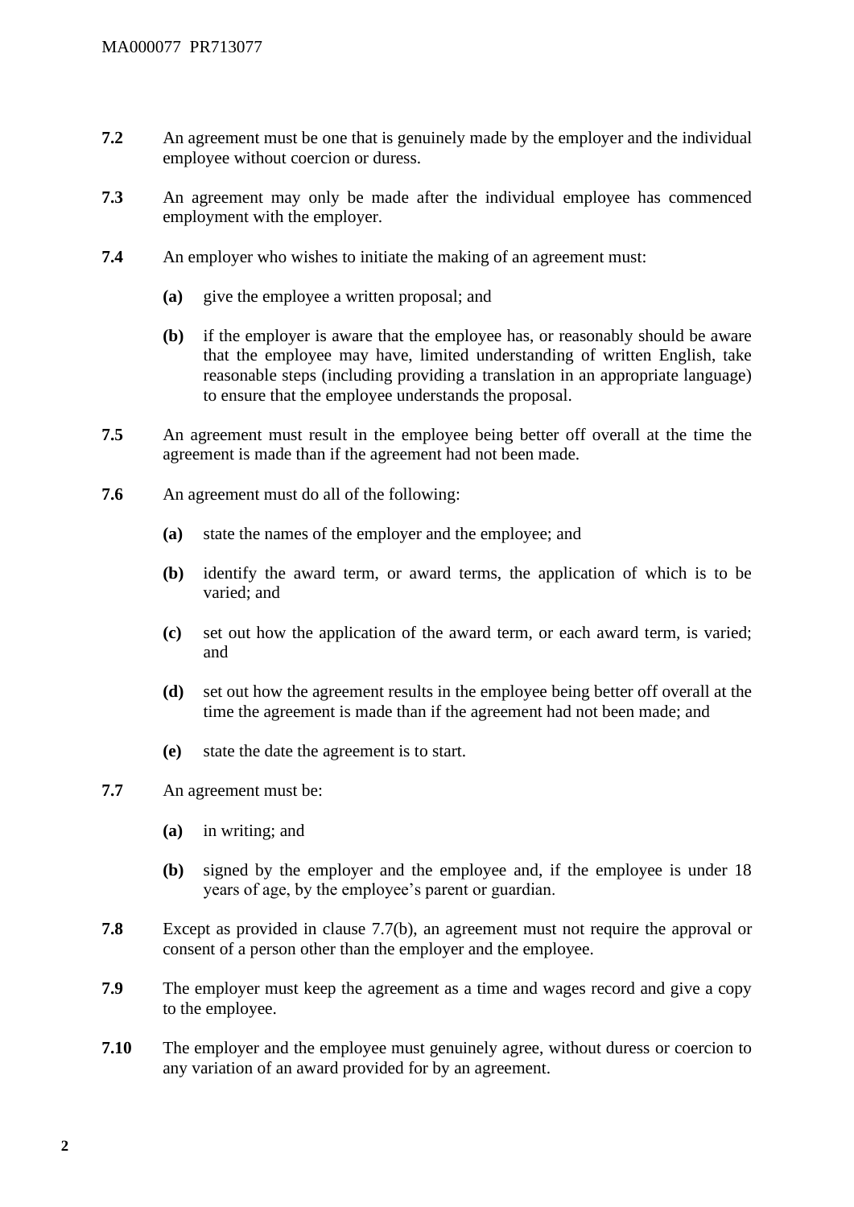**7.2** An agreement must be one that is genuinely made by the employer and the individual employee without coercion or duress.

**7.3** An agreement may only be made after the individual employee has commenced employment with the employer.

**7.4** An employer who wishes to initiate the making of an agreement must:

- **(a)** give the employee a written proposal; and
- **(b)** if the employer is aware that the employee has, or reasonably should be aware that the employee may have, limited understanding of written English, take reasonable steps (including providing a translation in an appropriate language) to ensure that the employee understands the proposal.

**7.5** An agreement must result in the employee being better off overall at the time the agreement is made than if the agreement had not been made.

**7.6** An agreement must do all of the following:

- **(a)** state the names of the employer and the employee; and
- **(b)** identify the award term, or award terms, the application of which is to be varied; and
- **(c)** set out how the application of the award term, or each award term, is varied; and
- **(d)** set out how the agreement results in the employee being better off overall at the time the agreement is made than if the agreement had not been made; and
- **(e)** state the date the agreement is to start.

**7.7** An agreement must be:

- **(a)** in writing; and
- **(b)** signed by the employer and the employee and, if the employee is under 18 years of age, by the employee's parent or guardian.

**7.8** Except as provided in clause 7.7(b), an agreement must not require the approval or consent of a person other than the employer and the employee.

**7.9** The employer must keep the agreement as a time and wages record and give a copy to the employee.

**7.10** The employer and the employee must genuinely agree, without duress or coercion to any variation of an award provided for by an agreement.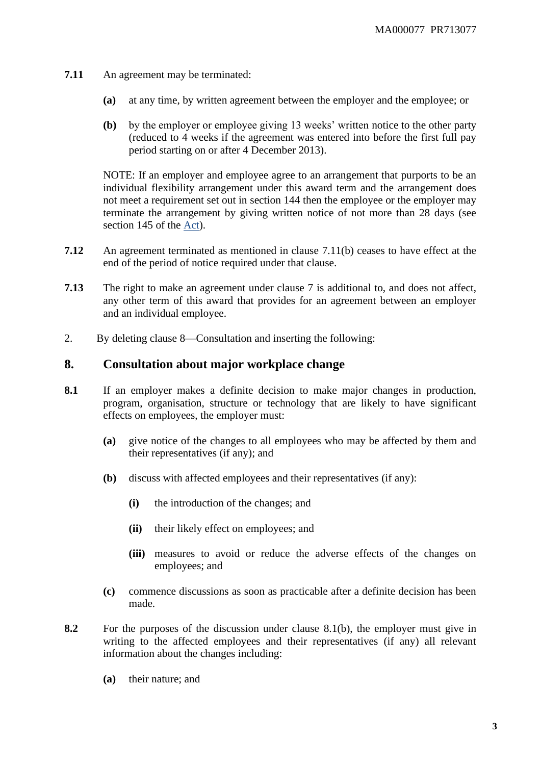**7.11** An agreement may be terminated:

**(a)** at any time, by written agreement between the employer and the employee; or

**(b)** by the employer or employee giving 13 weeks' written notice to the other party (reduced to 4 weeks if the agreement was entered into before the first full pay period starting on or after 4 December 2013).

NOTE: If an employer and employee agree to an arrangement that purports to be an individual flexibility arrangement under this award term and the arrangement does not meet a requirement set out in section 144 then the employee or the employer may terminate the arrangement by giving written notice of not more than 28 days (see section 145 of the Act).

**7.12** An agreement terminated as mentioned in clause 7.11(b) ceases to have effect at the end of the period of notice required under that clause.

**7.13** The right to make an agreement under clause 7 is additional to, and does not affect, any other term of this award that provides for an agreement between an employer and an individual employee.

2. By deleting clause 8—Consultation and inserting the following:

## 8. Consultation about major workplace change

**8.1** If an employer makes a definite decision to make major changes in production, program, organisation, structure or technology that are likely to have significant effects on employees, the employer must:

**(a)** give notice of the changes to all employees who may be affected by them and their representatives (if any); and

**(b)** discuss with affected employees and their representatives (if any):

**(i)** the introduction of the changes; and

**(ii)** their likely effect on employees; and

**(iii)** measures to avoid or reduce the adverse effects of the changes on employees; and

**(c)** commence discussions as soon as practicable after a definite decision has been made.

**8.2** For the purposes of the discussion under clause 8.1(b), the employer must give in writing to the affected employees and their representatives (if any) all relevant information about the changes including:

**(a)** their nature; and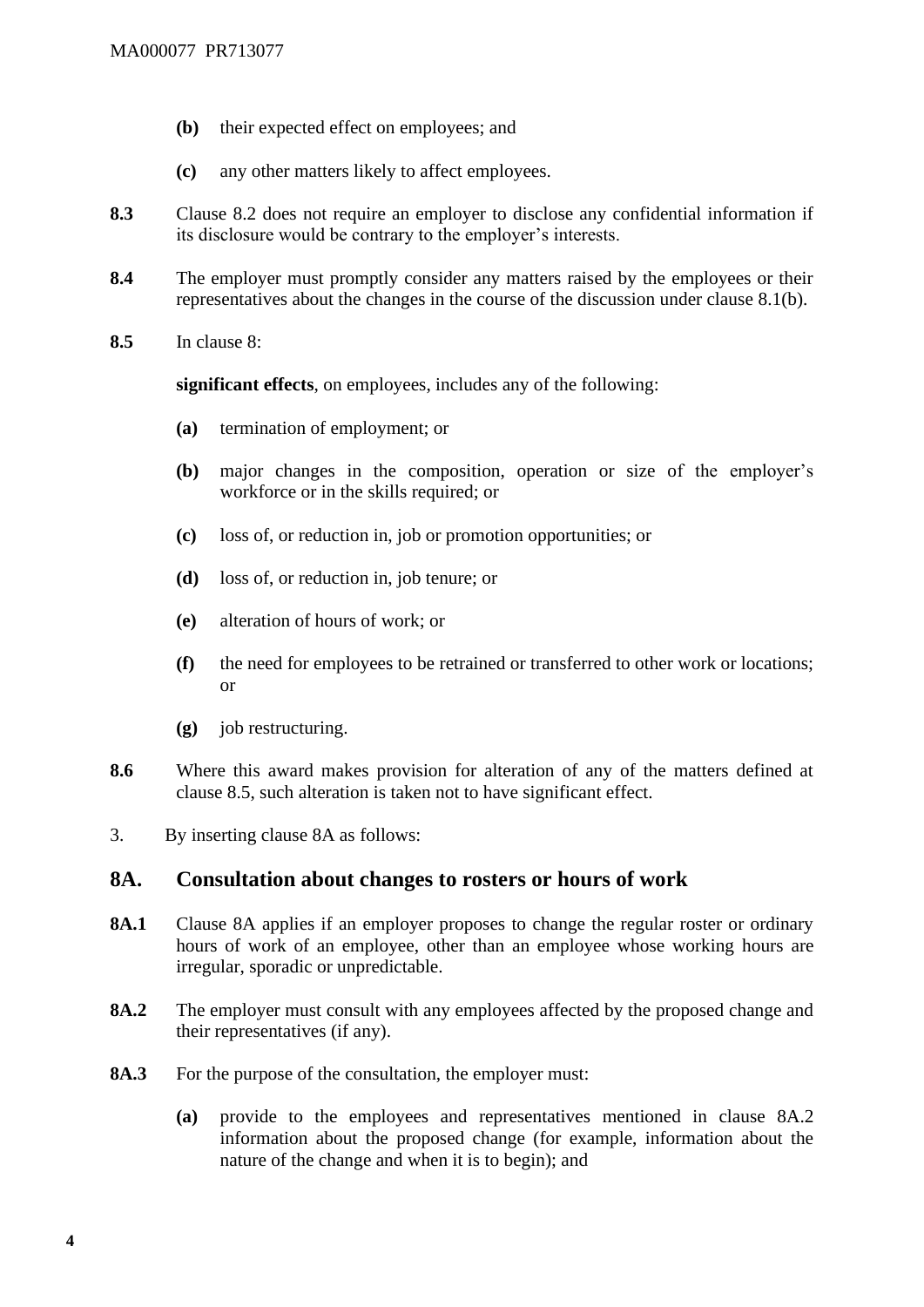- **(b)** their expected effect on employees; and
- **(c)** any other matters likely to affect employees.

**8.3** Clause 8.2 does not require an employer to disclose any confidential information if its disclosure would be contrary to the employer's interests.

**8.4** The employer must promptly consider any matters raised by the employees or their representatives about the changes in the course of the discussion under clause 8.1(b).

**8.5** In clause 8:

**significant effects**, on employees, includes any of the following:

- **(a)** termination of employment; or
- **(b)** major changes in the composition, operation or size of the employer's workforce or in the skills required; or
- **(c)** loss of, or reduction in, job or promotion opportunities; or
- **(d)** loss of, or reduction in, job tenure; or
- **(e)** alteration of hours of work; or
- **(f)** the need for employees to be retrained or transferred to other work or locations; or
- **(g)** job restructuring.

**8.6** Where this award makes provision for alteration of any of the matters defined at clause 8.5, such alteration is taken not to have significant effect.

3. By inserting clause 8A as follows:

## 8A. Consultation about changes to rosters or hours of work

**8A.1** Clause 8A applies if an employer proposes to change the regular roster or ordinary hours of work of an employee, other than an employee whose working hours are irregular, sporadic or unpredictable.

**8A.2** The employer must consult with any employees affected by the proposed change and their representatives (if any).

**8A.3** For the purpose of the consultation, the employer must:

- **(a)** provide to the employees and representatives mentioned in clause 8A.2 information about the proposed change (for example, information about the nature of the change and when it is to begin); and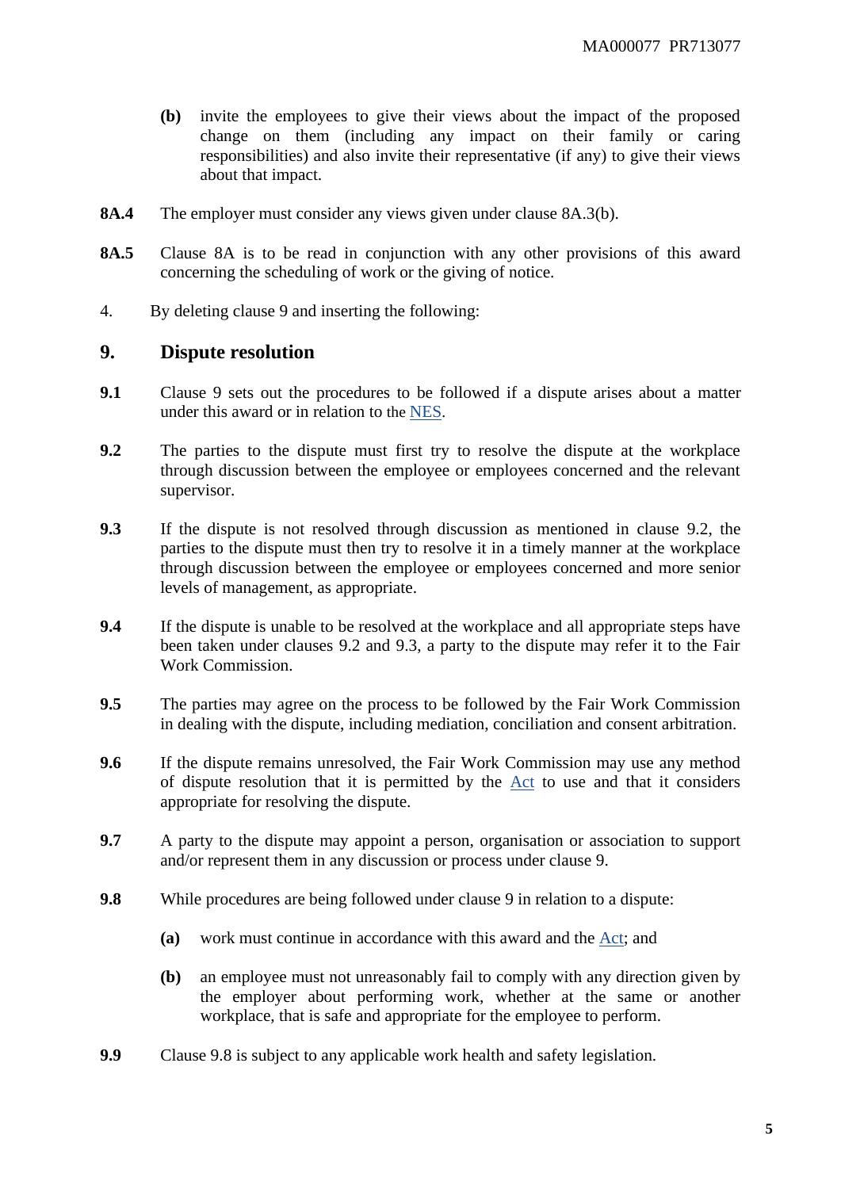**(b)** invite the employees to give their views about the impact of the proposed change on them (including any impact on their family or caring responsibilities) and also invite their representative (if any) to give their views about that impact.

**8A.4** The employer must consider any views given under clause 8A.3(b).

**8A.5** Clause 8A is to be read in conjunction with any other provisions of this award concerning the scheduling of work or the giving of notice.

4. By deleting clause 9 and inserting the following:

## 9. Dispute resolution

**9.1** Clause 9 sets out the procedures to be followed if a dispute arises about a matter under this award or in relation to the NES.

**9.2** The parties to the dispute must first try to resolve the dispute at the workplace through discussion between the employee or employees concerned and the relevant supervisor.

**9.3** If the dispute is not resolved through discussion as mentioned in clause 9.2, the parties to the dispute must then try to resolve it in a timely manner at the workplace through discussion between the employee or employees concerned and more senior levels of management, as appropriate.

**9.4** If the dispute is unable to be resolved at the workplace and all appropriate steps have been taken under clauses 9.2 and 9.3, a party to the dispute may refer it to the Fair Work Commission.

**9.5** The parties may agree on the process to be followed by the Fair Work Commission in dealing with the dispute, including mediation, conciliation and consent arbitration.

**9.6** If the dispute remains unresolved, the Fair Work Commission may use any method of dispute resolution that it is permitted by the Act to use and that it considers appropriate for resolving the dispute.

**9.7** A party to the dispute may appoint a person, organisation or association to support and/or represent them in any discussion or process under clause 9.

**9.8** While procedures are being followed under clause 9 in relation to a dispute:

**(a)** work must continue in accordance with this award and the Act; and

**(b)** an employee must not unreasonably fail to comply with any direction given by the employer about performing work, whether at the same or another workplace, that is safe and appropriate for the employee to perform.

**9.9** Clause 9.8 is subject to any applicable work health and safety legislation.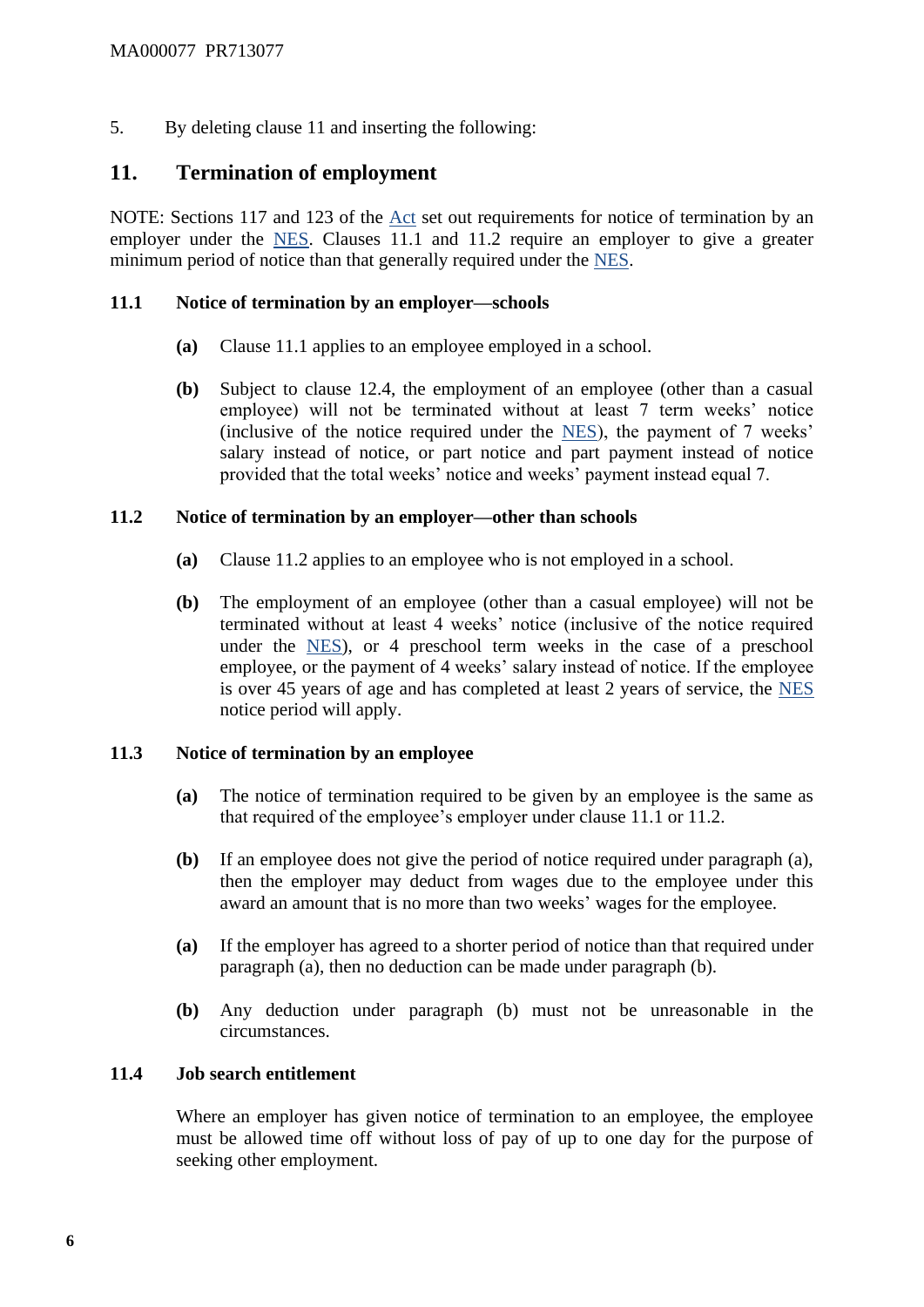5. By deleting clause 11 and inserting the following:

## 11. Termination of employment

NOTE: Sections 117 and 123 of the Act set out requirements for notice of termination by an employer under the NES. Clauses 11.1 and 11.2 require an employer to give a greater minimum period of notice than that generally required under the NES.

### 11.1 Notice of termination by an employer—schools

**(a)** Clause 11.1 applies to an employee employed in a school.

**(b)** Subject to clause 12.4, the employment of an employee (other than a casual employee) will not be terminated without at least 7 term weeks' notice (inclusive of the notice required under the NES), the payment of 7 weeks' salary instead of notice, or part notice and part payment instead of notice provided that the total weeks' notice and weeks' payment instead equal 7.

### 11.2 Notice of termination by an employer—other than schools

**(a)** Clause 11.2 applies to an employee who is not employed in a school.

**(b)** The employment of an employee (other than a casual employee) will not be terminated without at least 4 weeks' notice (inclusive of the notice required under the NES), or 4 preschool term weeks in the case of a preschool employee, or the payment of 4 weeks' salary instead of notice. If the employee is over 45 years of age and has completed at least 2 years of service, the NES notice period will apply.

### 11.3 Notice of termination by an employee

**(a)** The notice of termination required to be given by an employee is the same as that required of the employee's employer under clause 11.1 or 11.2.

**(b)** If an employee does not give the period of notice required under paragraph (a), then the employer may deduct from wages due to the employee under this award an amount that is no more than two weeks' wages for the employee.

**(a)** If the employer has agreed to a shorter period of notice than that required under paragraph (a), then no deduction can be made under paragraph (b).

**(b)** Any deduction under paragraph (b) must not be unreasonable in the circumstances.

### 11.4 Job search entitlement

Where an employer has given notice of termination to an employee, the employee must be allowed time off without loss of pay of up to one day for the purpose of seeking other employment.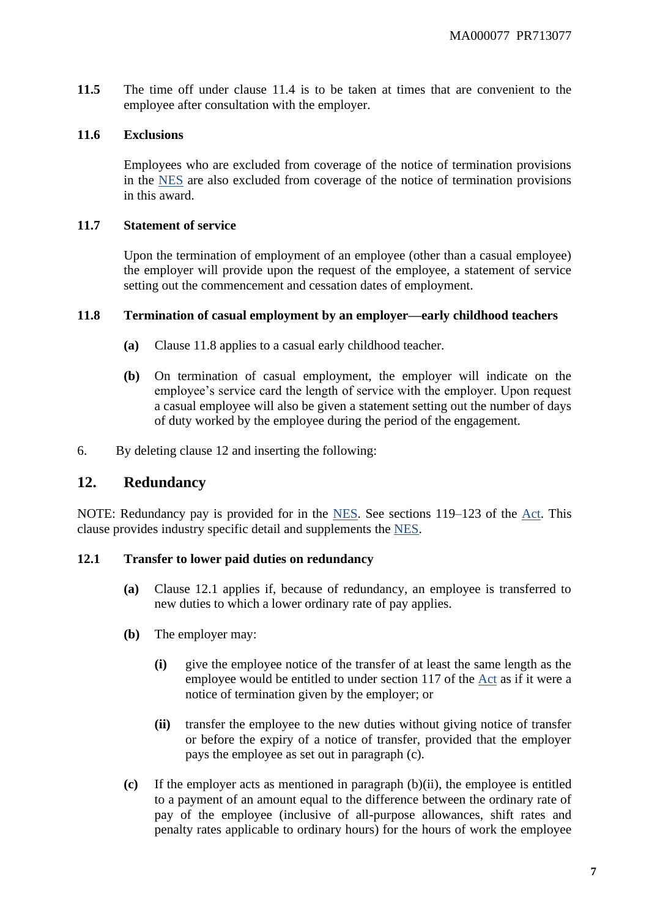**11.5** The time off under clause 11.4 is to be taken at times that are convenient to the employee after consultation with the employer.

**11.6 Exclusions**

Employees who are excluded from coverage of the notice of termination provisions in the NES are also excluded from coverage of the notice of termination provisions in this award.

**11.7 Statement of service**

Upon the termination of employment of an employee (other than a casual employee) the employer will provide upon the request of the employee, a statement of service setting out the commencement and cessation dates of employment.

**11.8 Termination of casual employment by an employer—early childhood teachers**

**(a)** Clause 11.8 applies to a casual early childhood teacher.

**(b)** On termination of casual employment, the employer will indicate on the employee's service card the length of service with the employer. Upon request a casual employee will also be given a statement setting out the number of days of duty worked by the employee during the period of the engagement.

6. By deleting clause 12 and inserting the following:

## 12. Redundancy

NOTE: Redundancy pay is provided for in the NES. See sections 119–123 of the Act. This clause provides industry specific detail and supplements the NES.

**12.1 Transfer to lower paid duties on redundancy**

**(a)** Clause 12.1 applies if, because of redundancy, an employee is transferred to new duties to which a lower ordinary rate of pay applies.

**(b)** The employer may:

**(i)** give the employee notice of the transfer of at least the same length as the employee would be entitled to under section 117 of the Act as if it were a notice of termination given by the employer; or

**(ii)** transfer the employee to the new duties without giving notice of transfer or before the expiry of a notice of transfer, provided that the employer pays the employee as set out in paragraph (c).

**(c)** If the employer acts as mentioned in paragraph (b)(ii), the employee is entitled to a payment of an amount equal to the difference between the ordinary rate of pay of the employee (inclusive of all-purpose allowances, shift rates and penalty rates applicable to ordinary hours) for the hours of work the employee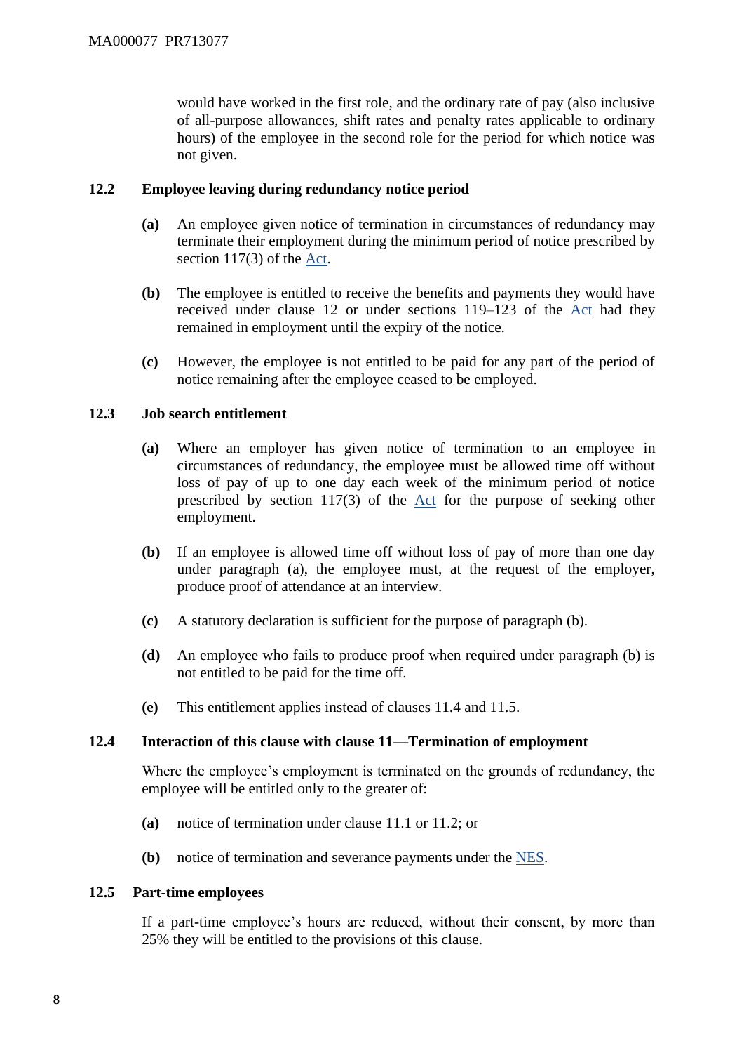would have worked in the first role, and the ordinary rate of pay (also inclusive of all-purpose allowances, shift rates and penalty rates applicable to ordinary hours) of the employee in the second role for the period for which notice was not given.

### 12.2 Employee leaving during redundancy notice period

**(a)** An employee given notice of termination in circumstances of redundancy may terminate their employment during the minimum period of notice prescribed by section 117(3) of the Act.

**(b)** The employee is entitled to receive the benefits and payments they would have received under clause 12 or under sections 119–123 of the Act had they remained in employment until the expiry of the notice.

**(c)** However, the employee is not entitled to be paid for any part of the period of notice remaining after the employee ceased to be employed.

### 12.3 Job search entitlement

**(a)** Where an employer has given notice of termination to an employee in circumstances of redundancy, the employee must be allowed time off without loss of pay of up to one day each week of the minimum period of notice prescribed by section 117(3) of the Act for the purpose of seeking other employment.

**(b)** If an employee is allowed time off without loss of pay of more than one day under paragraph (a), the employee must, at the request of the employer, produce proof of attendance at an interview.

**(c)** A statutory declaration is sufficient for the purpose of paragraph (b).

**(d)** An employee who fails to produce proof when required under paragraph (b) is not entitled to be paid for the time off.

**(e)** This entitlement applies instead of clauses 11.4 and 11.5.

### 12.4 Interaction of this clause with clause 11—Termination of employment

Where the employee's employment is terminated on the grounds of redundancy, the employee will be entitled only to the greater of:

**(a)** notice of termination under clause 11.1 or 11.2; or

**(b)** notice of termination and severance payments under the NES.

### 12.5 Part-time employees

If a part-time employee's hours are reduced, without their consent, by more than 25% they will be entitled to the provisions of this clause.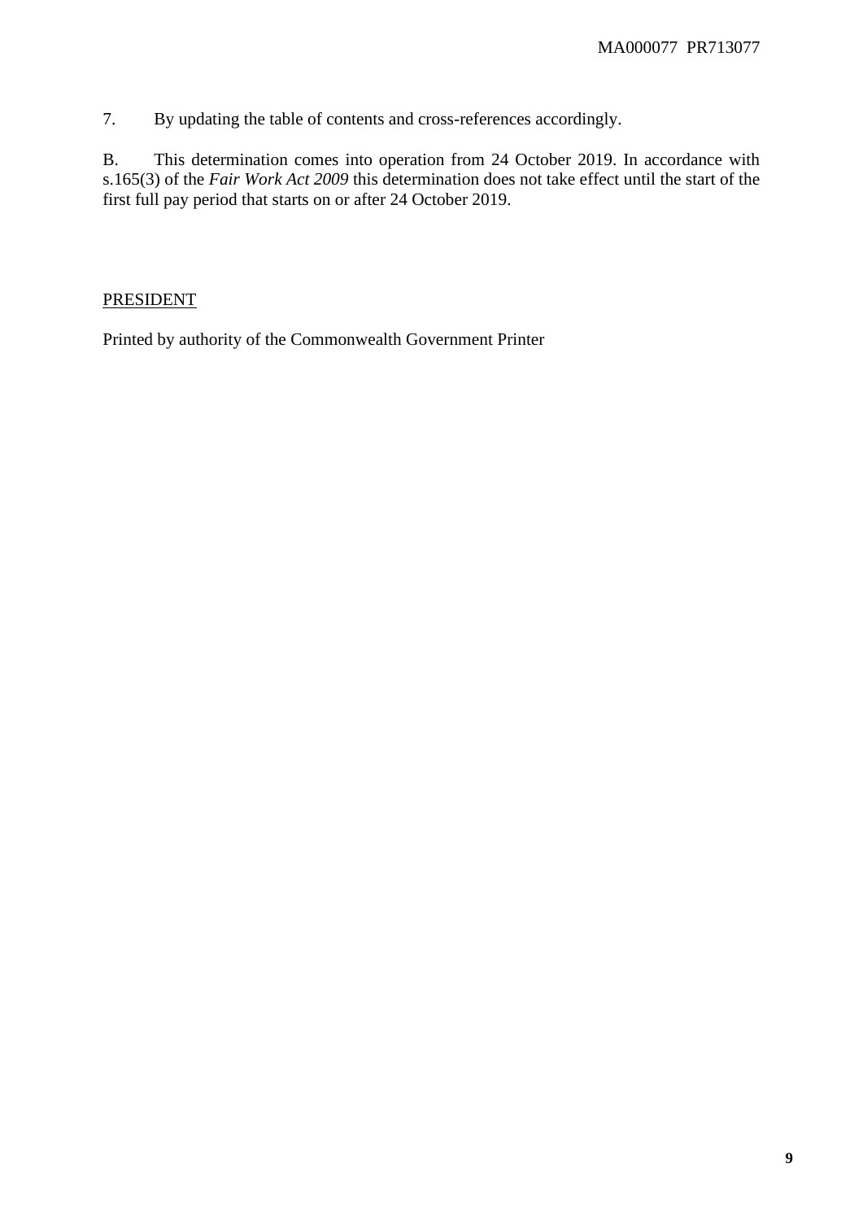7. By updating the table of contents and cross-references accordingly.

B. This determination comes into operation from 24 October 2019. In accordance with s.165(3) of the *Fair Work Act 2009* this determination does not take effect until the start of the first full pay period that starts on or after 24 October 2019.

PRESIDENT

Printed by authority of the Commonwealth Government Printer